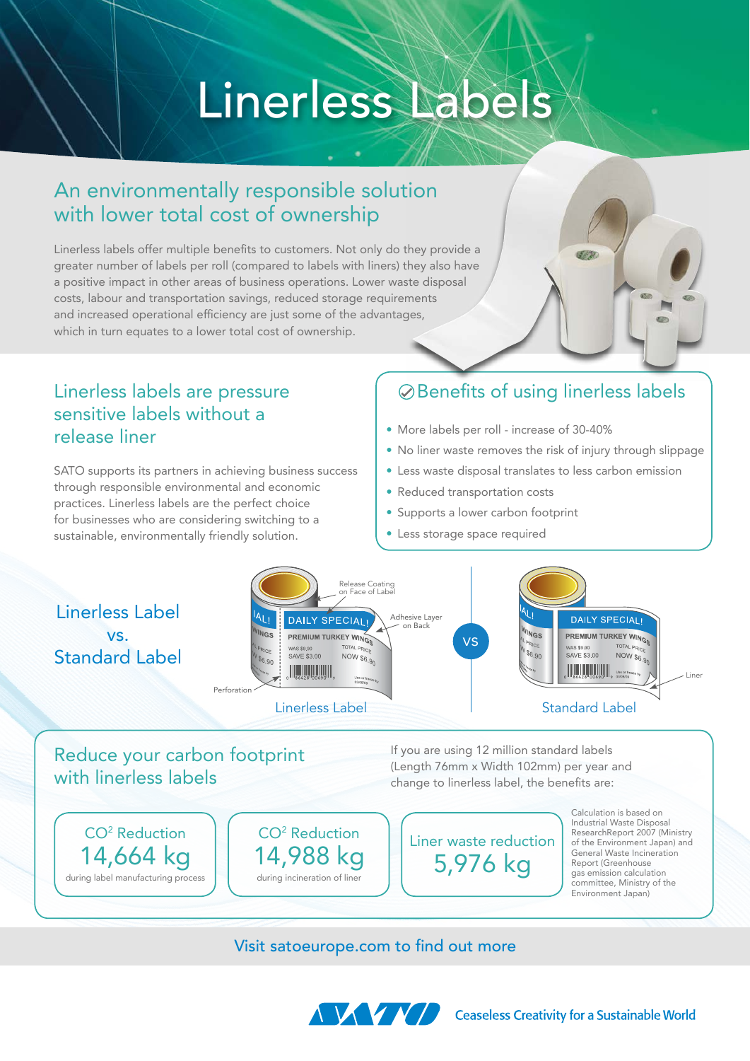# Linerless Labels

## An environmentally responsible solution with lower total cost of ownership

Linerless labels offer multiple benefits to customers. Not only do they provide a greater number of labels per roll (compared to labels with liners) they also have a positive impact in other areas of business operations. Lower waste disposal costs, labour and transportation savings, reduced storage requirements and increased operational efficiency are just some of the advantages, which in turn equates to a lower total cost of ownership.

## Linerless labels are pressure sensitive labels without a release liner

SATO supports its partners in achieving business success through responsible environmental and economic practices. Linerless labels are the perfect choice for businesses who are considering switching to a sustainable, environmentally friendly solution.

## Benefits of using linerless labels

- More labels per roll - increase of 30-40%
- No liner waste removes the risk of injury through slippage
- Less waste disposal translates to less carbon emission
- Reduced transportation costs
- Supports a lower carbon footprint
- Less storage space required

## Linerless Label vs. Standard Label

Release Coating on Face of Label

Adhesive Layer on Back

Perforation

Linerless Label

VS

Liner

Standard Label

## Reduce your carbon footprint with linerless labels

If you are using 12 million standard labels (Length 76mm x Width 102mm) per year and change to linerless label, the benefits are:

| $CO^2$ Reduction | $CO^2$ Reduction | Liner waste reduction |
|---|---|---|
| 14,664 kg | 14,988 kg | 5,976 kg |
| during label manufacturing process | during incineration of liner | |

Calculation is based on Industrial Waste Disposal ResearchReport 2007 (Ministry of the Environment Japan) and General Waste Incineration Report (Greenhouse gas emission calculation committee, Ministry of the Environment Japan)

Visit satoeurope.com to find out more

SATO Ceaseless Creativity for a Sustainable World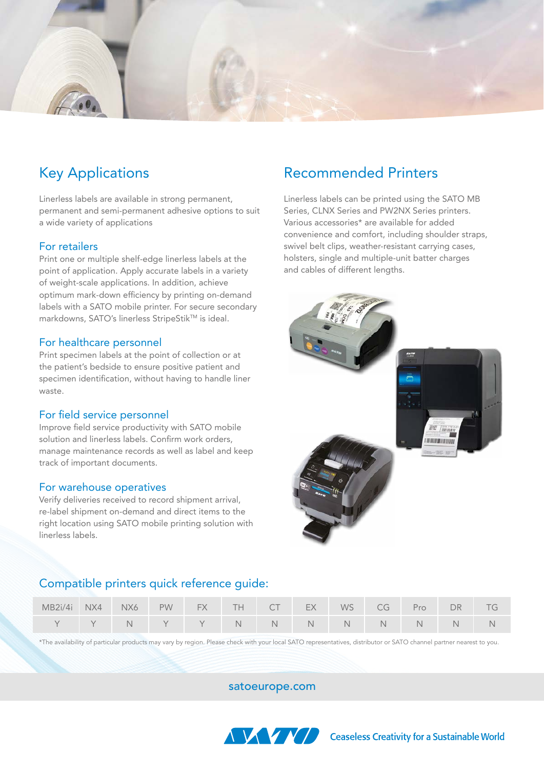## Key Applications

Linerless labels are available in strong permanent, permanent and semi-permanent adhesive options to suit a wide variety of applications

### For retailers

Print one or multiple shelf-edge linerless labels at the point of application. Apply accurate labels in a variety of weight-scale applications. In addition, achieve optimum mark-down efficiency by printing on-demand labels with a SATO mobile printer. For secure secondary markdowns, SATO's linerless StripeStik™ is ideal.

### For healthcare personnel

Print specimen labels at the point of collection or at the patient's bedside to ensure positive patient and specimen identification, without having to handle liner waste.

### For field service personnel

Improve field service productivity with SATO mobile solution and linerless labels. Confirm work orders, manage maintenance records as well as label and keep track of important documents.

### For warehouse operatives

Verify deliveries received to record shipment arrival, re-label shipment on-demand and direct items to the right location using SATO mobile printing solution with linerless labels.

## Recommended Printers

Linerless labels can be printed using the SATO MB Series, CLNX Series and PW2NX Series printers. Various accessories* are available for added convenience and comfort, including shoulder straps, swivel belt clips, weather-resistant carrying cases, holsters, single and multiple-unit batter charges and cables of different lengths.

## Compatible printers quick reference guide:

| MB2i/4i | NX4 | NX6 | PW | FX | TH | CT | EX | WS | CG | Pro | DR | TG |
|---|---|---|---|---|---|---|---|---|---|---|---|---|
| Y | Y | N | Y | Y | N | N | N | N | N | N | N | N |

*The availability of particular products may vary by region. Please check with your local SATO representatives, distributor or SATO channel partner nearest to you.

satoeurope.com

SATO Ceaseless Creativity for a Sustainable World